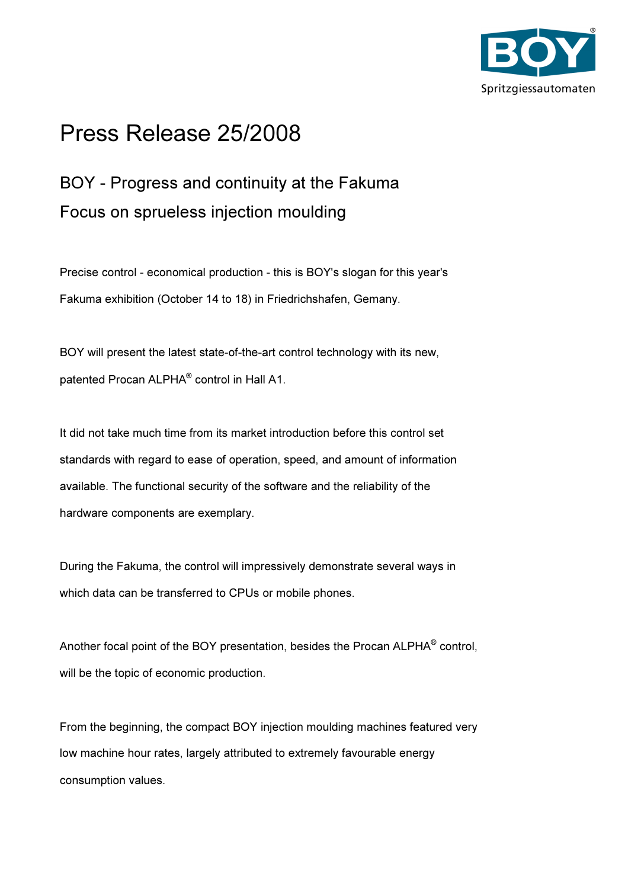# Press Release 25/2008

## BOY - Progress and continuity at the Fakuma

## Focus on sprueless injection moulding

Precise control - economical production - this is BOY's slogan for this year's Fakuma exhibition (October 14 to 18) in Friedrichshafen, Gemany.

BOY will present the latest state-of-the-art control technology with its new, patented Procan ALPHA® control in Hall A1.

It did not take much time from its market introduction before this control set standards with regard to ease of operation, speed, and amount of information available. The functional security of the software and the reliability of the hardware components are exemplary.

During the Fakuma, the control will impressively demonstrate several ways in which data can be transferred to CPUs or mobile phones.

Another focal point of the BOY presentation, besides the Procan ALPHA® control, will be the topic of economic production.

From the beginning, the compact BOY injection moulding machines featured very low machine hour rates, largely attributed to extremely favourable energy consumption values.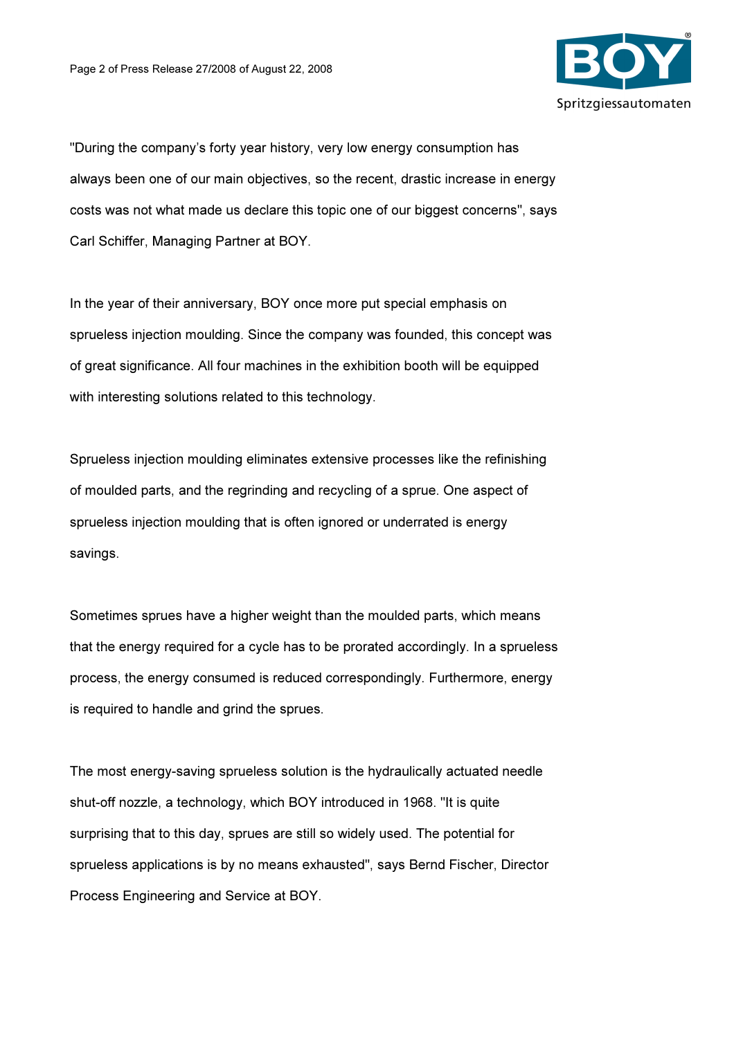"During the company's forty year history, very low energy consumption has always been one of our main objectives, so the recent, drastic increase in energy costs was not what made us declare this topic one of our biggest concerns", says Carl Schiffer, Managing Partner at BOY.

In the year of their anniversary, BOY once more put special emphasis on sprueless injection moulding. Since the company was founded, this concept was of great significance. All four machines in the exhibition booth will be equipped with interesting solutions related to this technology.

Sprueless injection moulding eliminates extensive processes like the refinishing of moulded parts, and the regrinding and recycling of a sprue. One aspect of sprueless injection moulding that is often ignored or underrated is energy savings.

Sometimes sprues have a higher weight than the moulded parts, which means that the energy required for a cycle has to be prorated accordingly. In a sprueless process, the energy consumed is reduced correspondingly. Furthermore, energy is required to handle and grind the sprues.

The most energy-saving sprueless solution is the hydraulically actuated needle shut-off nozzle, a technology, which BOY introduced in 1968. "It is quite surprising that to this day, sprues are still so widely used. The potential for sprueless applications is by no means exhausted", says Bernd Fischer, Director Process Engineering and Service at BOY.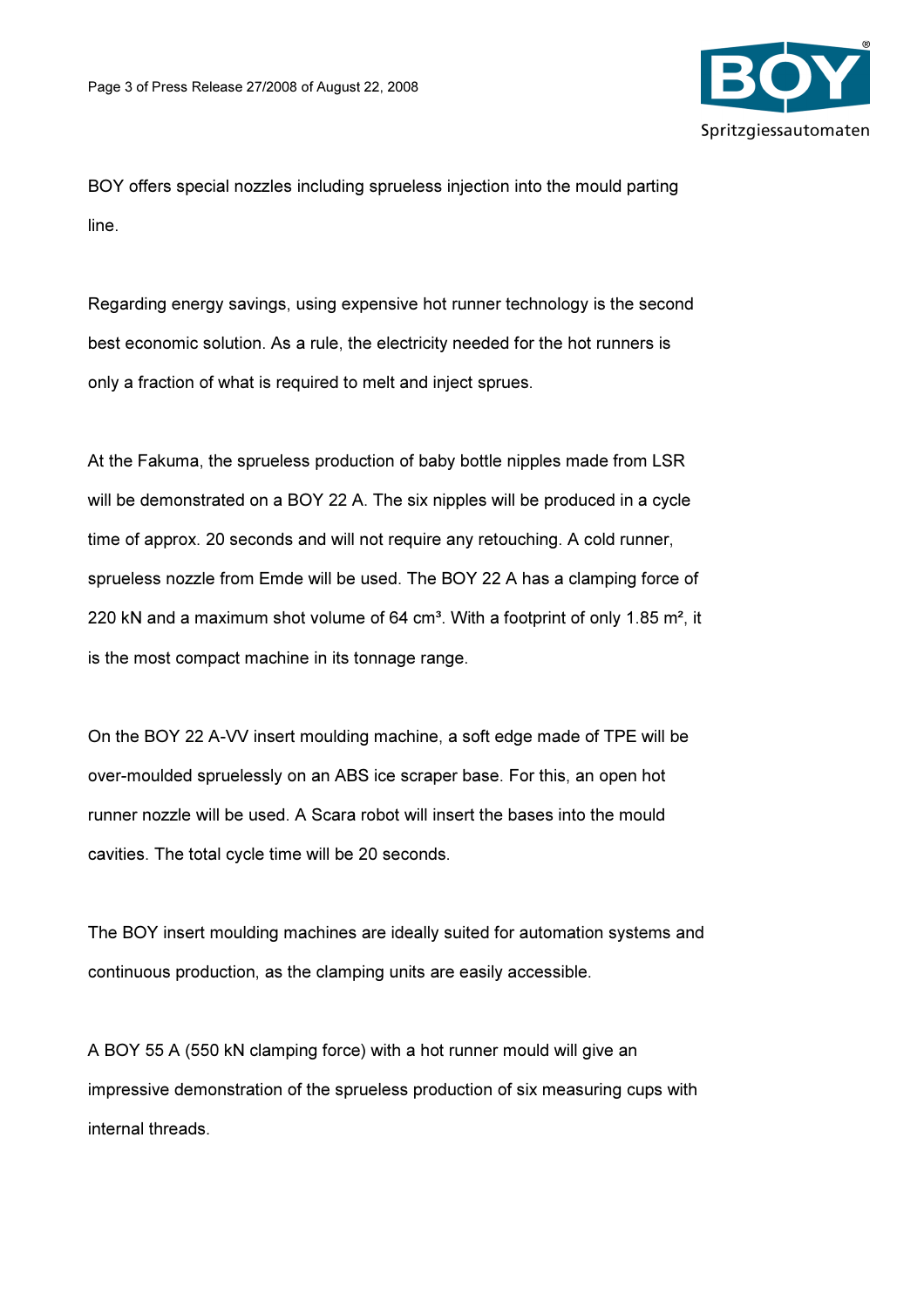BOY offers special nozzles including sprueless injection into the mould parting line.

Regarding energy savings, using expensive hot runner technology is the second best economic solution. As a rule, the electricity needed for the hot runners is only a fraction of what is required to melt and inject sprues.

At the Fakuma, the sprueless production of baby bottle nipples made from LSR will be demonstrated on a BOY 22 A. The six nipples will be produced in a cycle time of approx. 20 seconds and will not require any retouching. A cold runner, sprueless nozzle from Emde will be used. The BOY 22 A has a clamping force of 220 kN and a maximum shot volume of 64 cm³. With a footprint of only 1.85 m², it is the most compact machine in its tonnage range.

On the BOY 22 A-VV insert moulding machine, a soft edge made of TPE will be over-moulded spruelessly on an ABS ice scraper base. For this, an open hot runner nozzle will be used. A Scara robot will insert the bases into the mould cavities. The total cycle time will be 20 seconds.

The BOY insert moulding machines are ideally suited for automation systems and continuous production, as the clamping units are easily accessible.

A BOY 55 A (550 kN clamping force) with a hot runner mould will give an impressive demonstration of the sprueless production of six measuring cups with internal threads.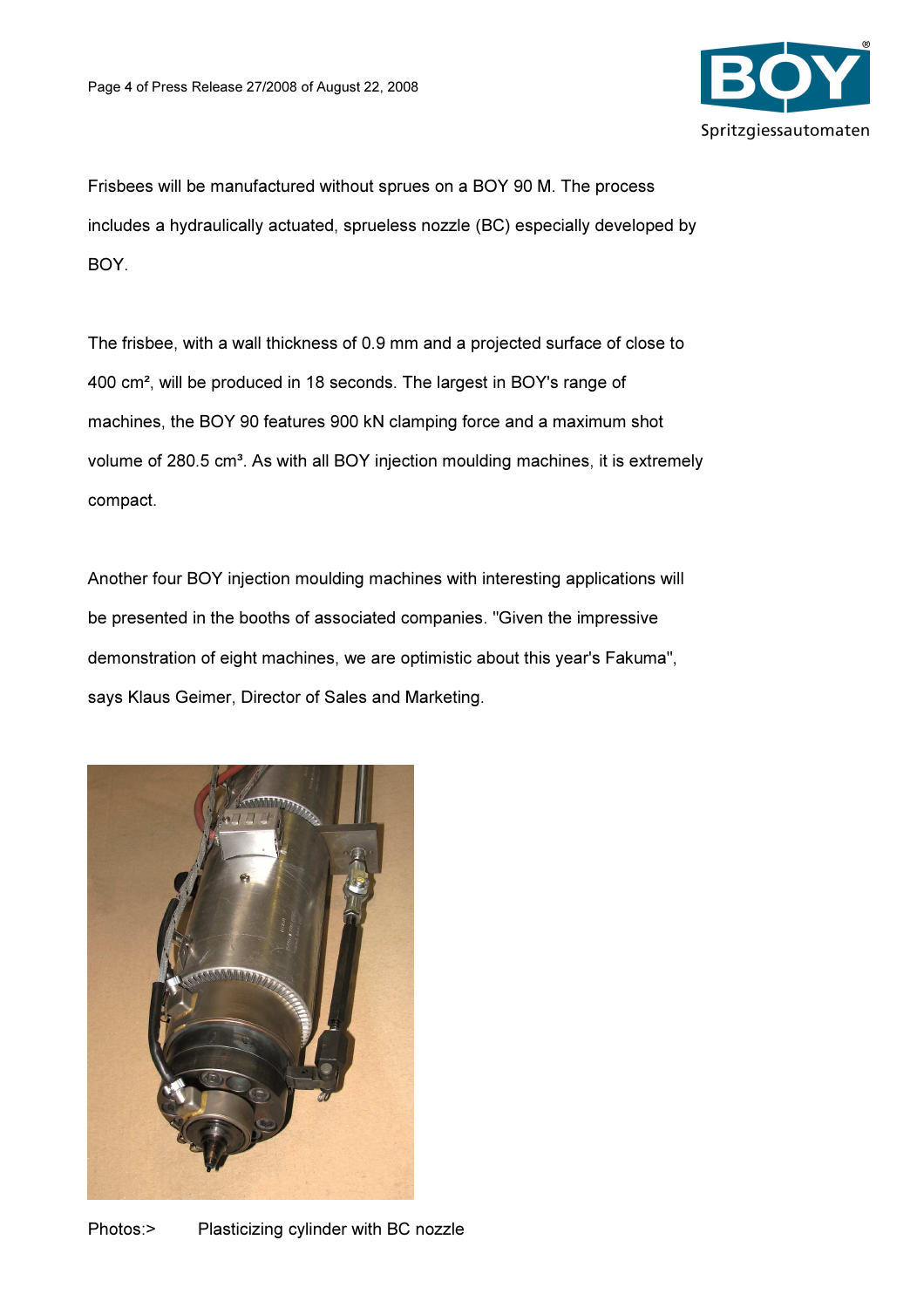Frisbees will be manufactured without sprues on a BOY 90 M. The process includes a hydraulically actuated, sprueless nozzle (BC) especially developed by BOY.

The frisbee, with a wall thickness of 0.9 mm and a projected surface of close to 400 cm², will be produced in 18 seconds. The largest in BOY's range of machines, the BOY 90 features 900 kN clamping force and a maximum shot volume of 280.5 cm³. As with all BOY injection moulding machines, it is extremely compact.

Another four BOY injection moulding machines with interesting applications will be presented in the booths of associated companies. "Given the impressive demonstration of eight machines, we are optimistic about this year's Fakuma", says Klaus Geimer, Director of Sales and Marketing.

Photos:> Plasticizing cylinder with BC nozzle